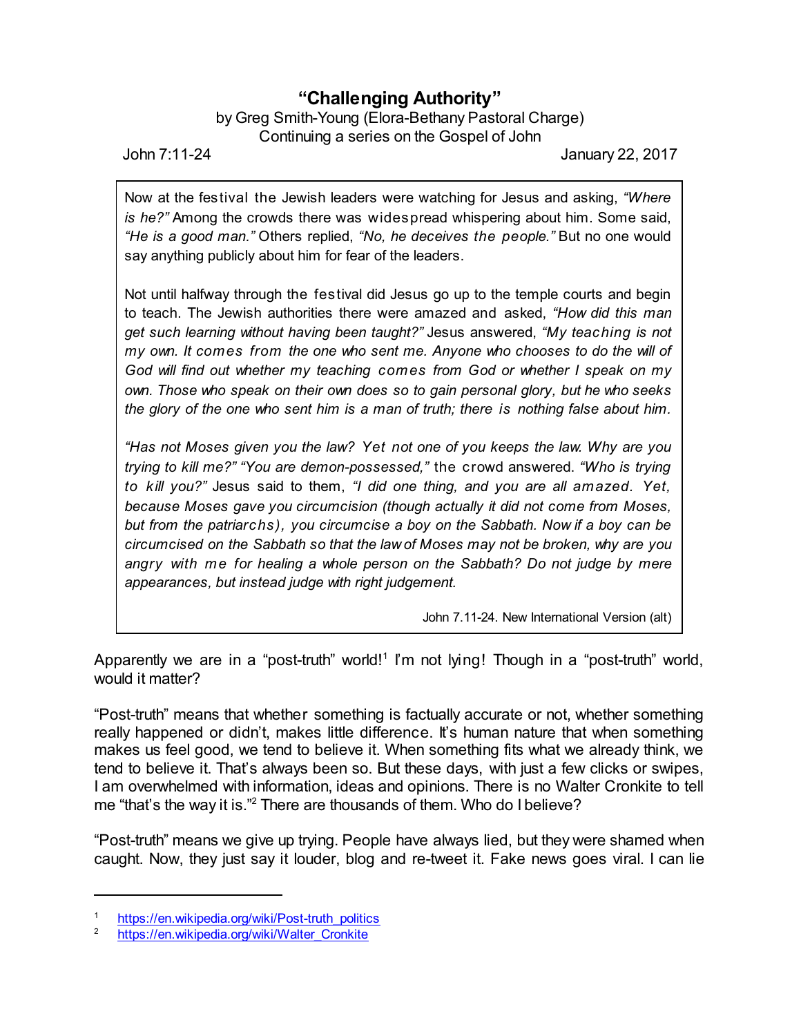# "Challenging Authority"

by Greg Smith-Young (Elora-Bethany Pastoral Charge)
Continuing a series on the Gospel of John

John 7:11-24 January 22, 2017

> Now at the festival the Jewish leaders were watching for Jesus and asking, *"Where is he?"* Among the crowds there was widespread whispering about him. Some said, *"He is a good man."* Others replied, *"No, he deceives the people."* But no one would say anything publicly about him for fear of the leaders.
>
> Not until halfway through the festival did Jesus go up to the temple courts and begin to teach. The Jewish authorities there were amazed and asked, *"How did this man get such learning without having been taught?"* Jesus answered, *"My teaching is not my own. It comes from the one who sent me. Anyone who chooses to do the will of God will find out whether my teaching comes from God or whether I speak on my own. Those who speak on their own does so to gain personal glory, but he who seeks the glory of the one who sent him is a man of truth; there is nothing false about him.*
>
> *"Has not Moses given you the law? Yet not one of you keeps the law. Why are you trying to kill me?" "You are demon-possessed,"* the crowd answered. *"Who is trying to kill you?"* Jesus said to them, *"I did one thing, and you are all amazed. Yet, because Moses gave you circumcision (though actually it did not come from Moses, but from the patriarchs), you circumcise a boy on the Sabbath. Now if a boy can be circumcised on the Sabbath so that the law of Moses may not be broken, why are you angry with me for healing a whole person on the Sabbath? Do not judge by mere appearances, but instead judge with right judgement.*
>
> John 7.11-24. New International Version (alt)

Apparently we are in a "post-truth" world![1] I'm not lying! Though in a "post-truth" world, would it matter?

"Post-truth" means that whether something is factually accurate or not, whether something really happened or didn't, makes little difference. It's human nature that when something makes us feel good, we tend to believe it. When something fits what we already think, we tend to believe it. That's always been so. But these days, with just a few clicks or swipes, I am overwhelmed with information, ideas and opinions. There is no Walter Cronkite to tell me "that's the way it is."[2] There are thousands of them. Who do I believe?

"Post-truth" means we give up trying. People have always lied, but they were shamed when caught. Now, they just say it louder, blog and re-tweet it. Fake news goes viral. I can lie

---

1. https://en.wikipedia.org/wiki/Post-truth_politics
2. https://en.wikipedia.org/wiki/Walter_Cronkite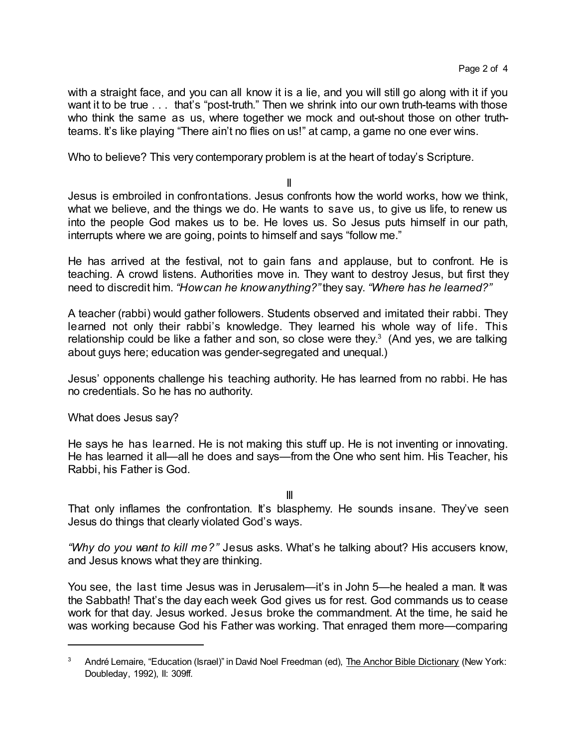with a straight face, and you can all know it is a lie, and you will still go along with it if you want it to be true . . . that's "post-truth." Then we shrink into our own truth-teams with those who think the same as us, where together we mock and out-shout those on other truth-teams. It's like playing "There ain't no flies on us!" at camp, a game no one ever wins.

Who to believe? This very contemporary problem is at the heart of today's Scripture.

II

Jesus is embroiled in confrontations. Jesus confronts how the world works, how we think, what we believe, and the things we do. He wants to save us, to give us life, to renew us into the people God makes us to be. He loves us. So Jesus puts himself in our path, interrupts where we are going, points to himself and says "follow me."

He has arrived at the festival, not to gain fans and applause, but to confront. He is teaching. A crowd listens. Authorities move in. They want to destroy Jesus, but first they need to discredit him. *"How can he know anything?"* they say. *"Where has he learned?"*

A teacher (rabbi) would gather followers. Students observed and imitated their rabbi. They learned not only their rabbi's knowledge. They learned his whole way of life. This relationship could be like a father and son, so close were they.[3] (And yes, we are talking about guys here; education was gender-segregated and unequal.)

Jesus' opponents challenge his teaching authority. He has learned from no rabbi. He has no credentials. So he has no authority.

What does Jesus say?

He says he has learned. He is not making this stuff up. He is not inventing or innovating. He has learned it all—all he does and says—from the One who sent him. His Teacher, his Rabbi, his Father is God.

III

That only inflames the confrontation. It's blasphemy. He sounds insane. They've seen Jesus do things that clearly violated God's ways.

*"Why do you want to kill me?"* Jesus asks. What's he talking about? His accusers know, and Jesus knows what they are thinking.

You see, the last time Jesus was in Jerusalem—it's in John 5—he healed a man. It was the Sabbath! That's the day each week God gives us for rest. God commands us to cease work for that day. Jesus worked. Jesus broke the commandment. At the time, he said he was working because God his Father was working. That enraged them more—comparing

---

[3] André Lemaire, "Education (Israel)" in David Noel Freedman (ed), The Anchor Bible Dictionary (New York: Doubleday, 1992), II: 309ff.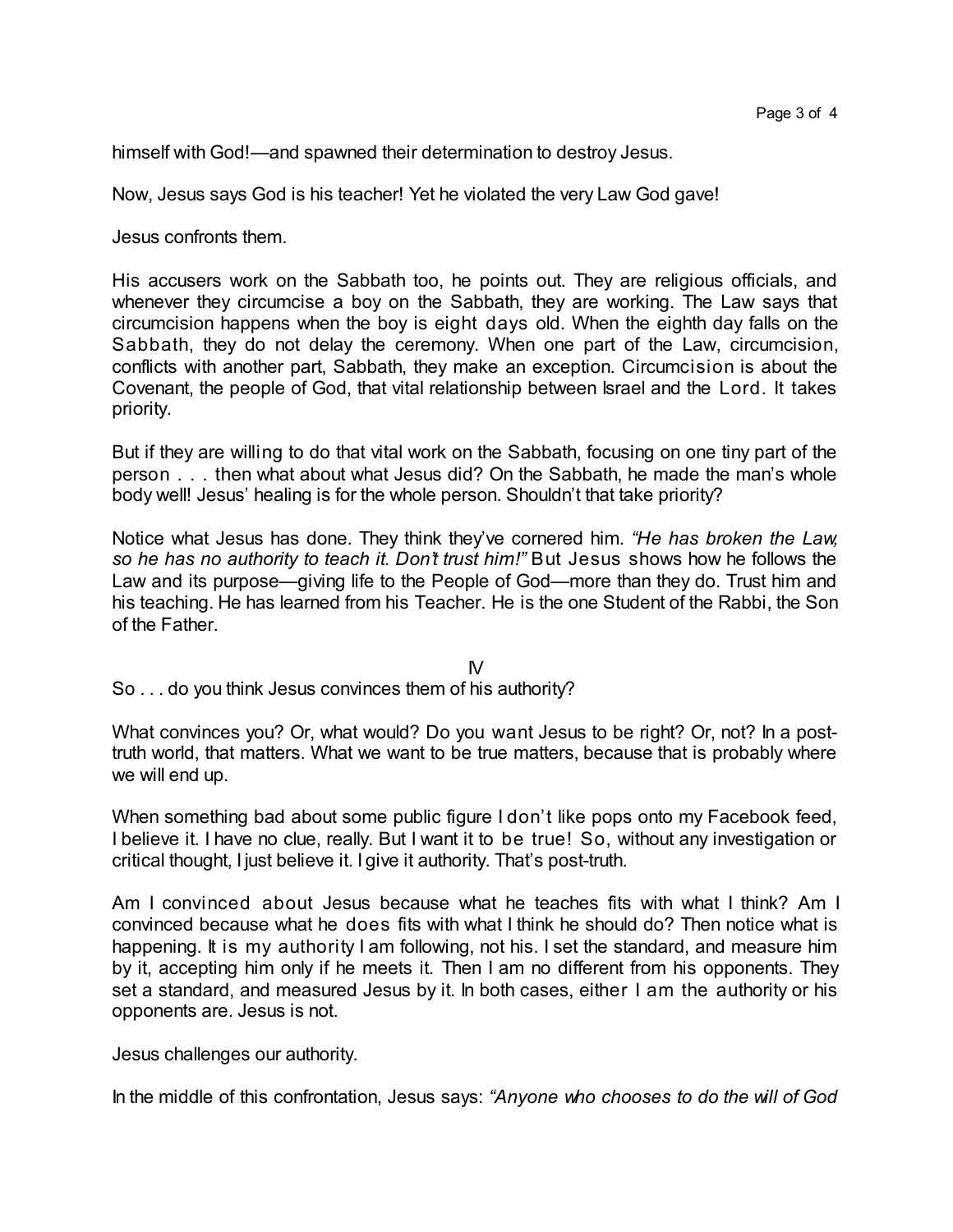himself with God!—and spawned their determination to destroy Jesus.

Now, Jesus says God is his teacher! Yet he violated the very Law God gave!

Jesus confronts them.

His accusers work on the Sabbath too, he points out. They are religious officials, and whenever they circumcise a boy on the Sabbath, they are working. The Law says that circumcision happens when the boy is eight days old. When the eighth day falls on the Sabbath, they do not delay the ceremony. When one part of the Law, circumcision, conflicts with another part, Sabbath, they make an exception. Circumcision is about the Covenant, the people of God, that vital relationship between Israel and the Lord. It takes priority.

But if they are willing to do that vital work on the Sabbath, focusing on one tiny part of the person . . . then what about what Jesus did? On the Sabbath, he made the man's whole body well! Jesus' healing is for the whole person. Shouldn't that take priority?

Notice what Jesus has done. They think they've cornered him. *"He has broken the Law, so he has no authority to teach it. Don't trust him!"* But Jesus shows how he follows the Law and its purpose—giving life to the People of God—more than they do. Trust him and his teaching. He has learned from his Teacher. He is the one Student of the Rabbi, the Son of the Father.

## IV

So . . . do you think Jesus convinces them of his authority?

What convinces you? Or, what would? Do you want Jesus to be right? Or, not? In a post-truth world, that matters. What we want to be true matters, because that is probably where we will end up.

When something bad about some public figure I don't like pops onto my Facebook feed, I believe it. I have no clue, really. But I want it to be true! So, without any investigation or critical thought, I just believe it. I give it authority. That's post-truth.

Am I convinced about Jesus because what he teaches fits with what I think? Am I convinced because what he does fits with what I think he should do? Then notice what is happening. It is my authority I am following, not his. I set the standard, and measure him by it, accepting him only if he meets it. Then I am no different from his opponents. They set a standard, and measured Jesus by it. In both cases, either I am the authority or his opponents are. Jesus is not.

Jesus challenges our authority.

In the middle of this confrontation, Jesus says: *"Anyone who chooses to do the will of God*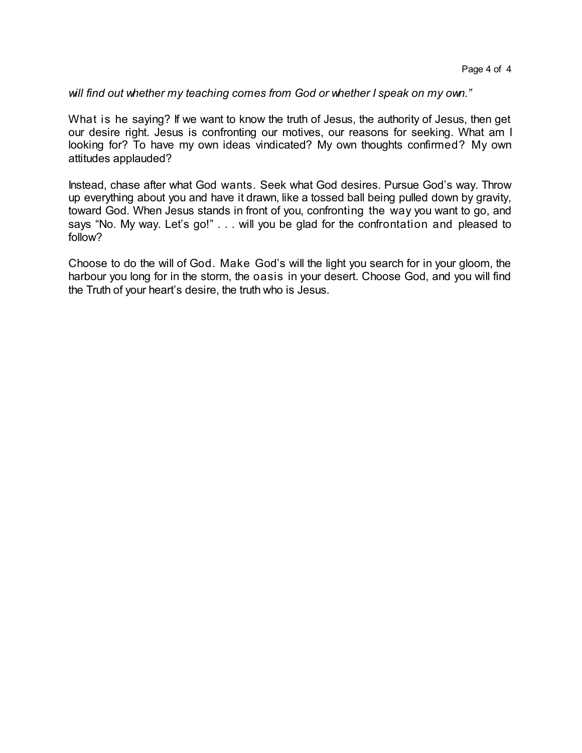*will find out whether my teaching comes from God or whether I speak on my own."*

What is he saying? If we want to know the truth of Jesus, the authority of Jesus, then get our desire right. Jesus is confronting our motives, our reasons for seeking. What am I looking for? To have my own ideas vindicated? My own thoughts confirmed? My own attitudes applauded?

Instead, chase after what God wants. Seek what God desires. Pursue God's way. Throw up everything about you and have it drawn, like a tossed ball being pulled down by gravity, toward God. When Jesus stands in front of you, confronting the way you want to go, and says "No. My way. Let's go!" . . . will you be glad for the confrontation and pleased to follow?

Choose to do the will of God. Make God's will the light you search for in your gloom, the harbour you long for in the storm, the oasis in your desert. Choose God, and you will find the Truth of your heart's desire, the truth who is Jesus.